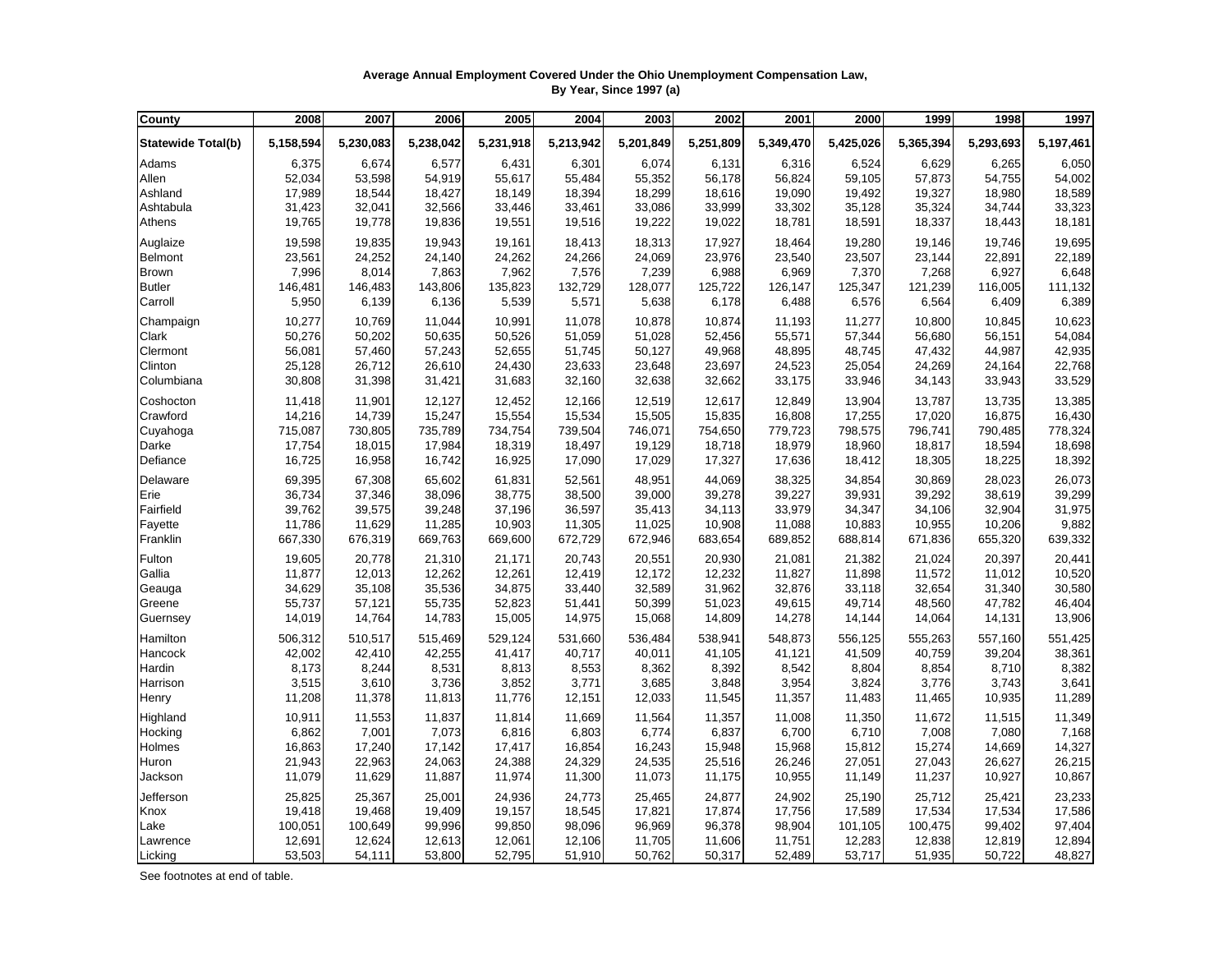**Average Annual Employment Covered Under the Ohio Unemployment Compensation Law, By Year, Since 1997 (a)**

| County | 2008 | 2007 | 2006 | 2005 | 2004 | 2003 | 2002 | 2001 | 2000 | 1999 | 1998 | 1997 |
|---|---|---|---|---|---|---|---|---|---|---|---|---|
| **Statewide Total(b)** | **5,158,594** | **5,230,083** | **5,238,042** | **5,231,918** | **5,213,942** | **5,201,849** | **5,251,809** | **5,349,470** | **5,425,026** | **5,365,394** | **5,293,693** | **5,197,461** |
| Adams | 6,375 | 6,674 | 6,577 | 6,431 | 6,301 | 6,074 | 6,131 | 6,316 | 6,524 | 6,629 | 6,265 | 6,050 |
| Allen | 52,034 | 53,598 | 54,919 | 55,617 | 55,484 | 55,352 | 56,178 | 56,824 | 59,105 | 57,873 | 54,755 | 54,002 |
| Ashland | 17,989 | 18,544 | 18,427 | 18,149 | 18,394 | 18,299 | 18,616 | 19,090 | 19,492 | 19,327 | 18,980 | 18,589 |
| Ashtabula | 31,423 | 32,041 | 32,566 | 33,446 | 33,461 | 33,086 | 33,999 | 33,302 | 35,128 | 35,324 | 34,744 | 33,323 |
| Athens | 19,765 | 19,778 | 19,836 | 19,551 | 19,516 | 19,222 | 19,022 | 18,781 | 18,591 | 18,337 | 18,443 | 18,181 |
| Auglaize | 19,598 | 19,835 | 19,943 | 19,161 | 18,413 | 18,313 | 17,927 | 18,464 | 19,280 | 19,146 | 19,746 | 19,695 |
| Belmont | 23,561 | 24,252 | 24,140 | 24,262 | 24,266 | 24,069 | 23,976 | 23,540 | 23,507 | 23,144 | 22,891 | 22,189 |
| Brown | 7,996 | 8,014 | 7,863 | 7,962 | 7,576 | 7,239 | 6,988 | 6,969 | 7,370 | 7,268 | 6,927 | 6,648 |
| Butler | 146,481 | 146,483 | 143,806 | 135,823 | 132,729 | 128,077 | 125,722 | 126,147 | 125,347 | 121,239 | 116,005 | 111,132 |
| Carroll | 5,950 | 6,139 | 6,136 | 5,539 | 5,571 | 5,638 | 6,178 | 6,488 | 6,576 | 6,564 | 6,409 | 6,389 |
| Champaign | 10,277 | 10,769 | 11,044 | 10,991 | 11,078 | 10,878 | 10,874 | 11,193 | 11,277 | 10,800 | 10,845 | 10,623 |
| Clark | 50,276 | 50,202 | 50,635 | 50,526 | 51,059 | 51,028 | 52,456 | 55,571 | 57,344 | 56,680 | 56,151 | 54,084 |
| Clermont | 56,081 | 57,460 | 57,243 | 52,655 | 51,745 | 50,127 | 49,968 | 48,895 | 48,745 | 47,432 | 44,987 | 42,935 |
| Clinton | 25,128 | 26,712 | 26,610 | 24,430 | 23,633 | 23,648 | 23,697 | 24,523 | 25,054 | 24,269 | 24,164 | 22,768 |
| Columbiana | 30,808 | 31,398 | 31,421 | 31,683 | 32,160 | 32,638 | 32,662 | 33,175 | 33,946 | 34,143 | 33,943 | 33,529 |
| Coshocton | 11,418 | 11,901 | 12,127 | 12,452 | 12,166 | 12,519 | 12,617 | 12,849 | 13,904 | 13,787 | 13,735 | 13,385 |
| Crawford | 14,216 | 14,739 | 15,247 | 15,554 | 15,534 | 15,505 | 15,835 | 16,808 | 17,255 | 17,020 | 16,875 | 16,430 |
| Cuyahoga | 715,087 | 730,805 | 735,789 | 734,754 | 739,504 | 746,071 | 754,650 | 779,723 | 798,575 | 796,741 | 790,485 | 778,324 |
| Darke | 17,754 | 18,015 | 17,984 | 18,319 | 18,497 | 19,129 | 18,718 | 18,979 | 18,960 | 18,817 | 18,594 | 18,698 |
| Defiance | 16,725 | 16,958 | 16,742 | 16,925 | 17,090 | 17,029 | 17,327 | 17,636 | 18,412 | 18,305 | 18,225 | 18,392 |
| Delaware | 69,395 | 67,308 | 65,602 | 61,831 | 52,561 | 48,951 | 44,069 | 38,325 | 34,854 | 30,869 | 28,023 | 26,073 |
| Erie | 36,734 | 37,346 | 38,096 | 38,775 | 38,500 | 39,000 | 39,278 | 39,227 | 39,931 | 39,292 | 38,619 | 39,299 |
| Fairfield | 39,762 | 39,575 | 39,248 | 37,196 | 36,597 | 35,413 | 34,113 | 33,979 | 34,347 | 34,106 | 32,904 | 31,975 |
| Fayette | 11,786 | 11,629 | 11,285 | 10,903 | 11,305 | 11,025 | 10,908 | 11,088 | 10,883 | 10,955 | 10,206 | 9,882 |
| Franklin | 667,330 | 676,319 | 669,763 | 669,600 | 672,729 | 672,946 | 683,654 | 689,852 | 688,814 | 671,836 | 655,320 | 639,332 |
| Fulton | 19,605 | 20,778 | 21,310 | 21,171 | 20,743 | 20,551 | 20,930 | 21,081 | 21,382 | 21,024 | 20,397 | 20,441 |
| Gallia | 11,877 | 12,013 | 12,262 | 12,261 | 12,419 | 12,172 | 12,232 | 11,827 | 11,898 | 11,572 | 11,012 | 10,520 |
| Geauga | 34,629 | 35,108 | 35,536 | 34,875 | 33,440 | 32,589 | 31,962 | 32,876 | 33,118 | 32,654 | 31,340 | 30,580 |
| Greene | 55,737 | 57,121 | 55,735 | 52,823 | 51,441 | 50,399 | 51,023 | 49,615 | 49,714 | 48,560 | 47,782 | 46,404 |
| Guernsey | 14,019 | 14,764 | 14,783 | 15,005 | 14,975 | 15,068 | 14,809 | 14,278 | 14,144 | 14,064 | 14,131 | 13,906 |
| Hamilton | 506,312 | 510,517 | 515,469 | 529,124 | 531,660 | 536,484 | 538,941 | 548,873 | 556,125 | 555,263 | 557,160 | 551,425 |
| Hancock | 42,002 | 42,410 | 42,255 | 41,417 | 40,717 | 40,011 | 41,105 | 41,121 | 41,509 | 40,759 | 39,204 | 38,361 |
| Hardin | 8,173 | 8,244 | 8,531 | 8,813 | 8,553 | 8,362 | 8,392 | 8,542 | 8,804 | 8,854 | 8,710 | 8,382 |
| Harrison | 3,515 | 3,610 | 3,736 | 3,852 | 3,771 | 3,685 | 3,848 | 3,954 | 3,824 | 3,776 | 3,743 | 3,641 |
| Henry | 11,208 | 11,378 | 11,813 | 11,776 | 12,151 | 12,033 | 11,545 | 11,357 | 11,483 | 11,465 | 10,935 | 11,289 |
| Highland | 10,911 | 11,553 | 11,837 | 11,814 | 11,669 | 11,564 | 11,357 | 11,008 | 11,350 | 11,672 | 11,515 | 11,349 |
| Hocking | 6,862 | 7,001 | 7,073 | 6,816 | 6,803 | 6,774 | 6,837 | 6,700 | 6,710 | 7,008 | 7,080 | 7,168 |
| Holmes | 16,863 | 17,240 | 17,142 | 17,417 | 16,854 | 16,243 | 15,948 | 15,968 | 15,812 | 15,274 | 14,669 | 14,327 |
| Huron | 21,943 | 22,963 | 24,063 | 24,388 | 24,329 | 24,535 | 25,516 | 26,246 | 27,051 | 27,043 | 26,627 | 26,215 |
| Jackson | 11,079 | 11,629 | 11,887 | 11,974 | 11,300 | 11,073 | 11,175 | 10,955 | 11,149 | 11,237 | 10,927 | 10,867 |
| Jefferson | 25,825 | 25,367 | 25,001 | 24,936 | 24,773 | 25,465 | 24,877 | 24,902 | 25,190 | 25,712 | 25,421 | 23,233 |
| Knox | 19,418 | 19,468 | 19,409 | 19,157 | 18,545 | 17,821 | 17,874 | 17,756 | 17,589 | 17,534 | 17,534 | 17,586 |
| Lake | 100,051 | 100,649 | 99,996 | 99,850 | 98,096 | 96,969 | 96,378 | 98,904 | 101,105 | 100,475 | 99,402 | 97,404 |
| Lawrence | 12,691 | 12,624 | 12,613 | 12,061 | 12,106 | 11,705 | 11,606 | 11,751 | 12,283 | 12,838 | 12,819 | 12,894 |
| Licking | 53,503 | 54,111 | 53,800 | 52,795 | 51,910 | 50,762 | 50,317 | 52,489 | 53,717 | 51,935 | 50,722 | 48,827 |

See footnotes at end of table.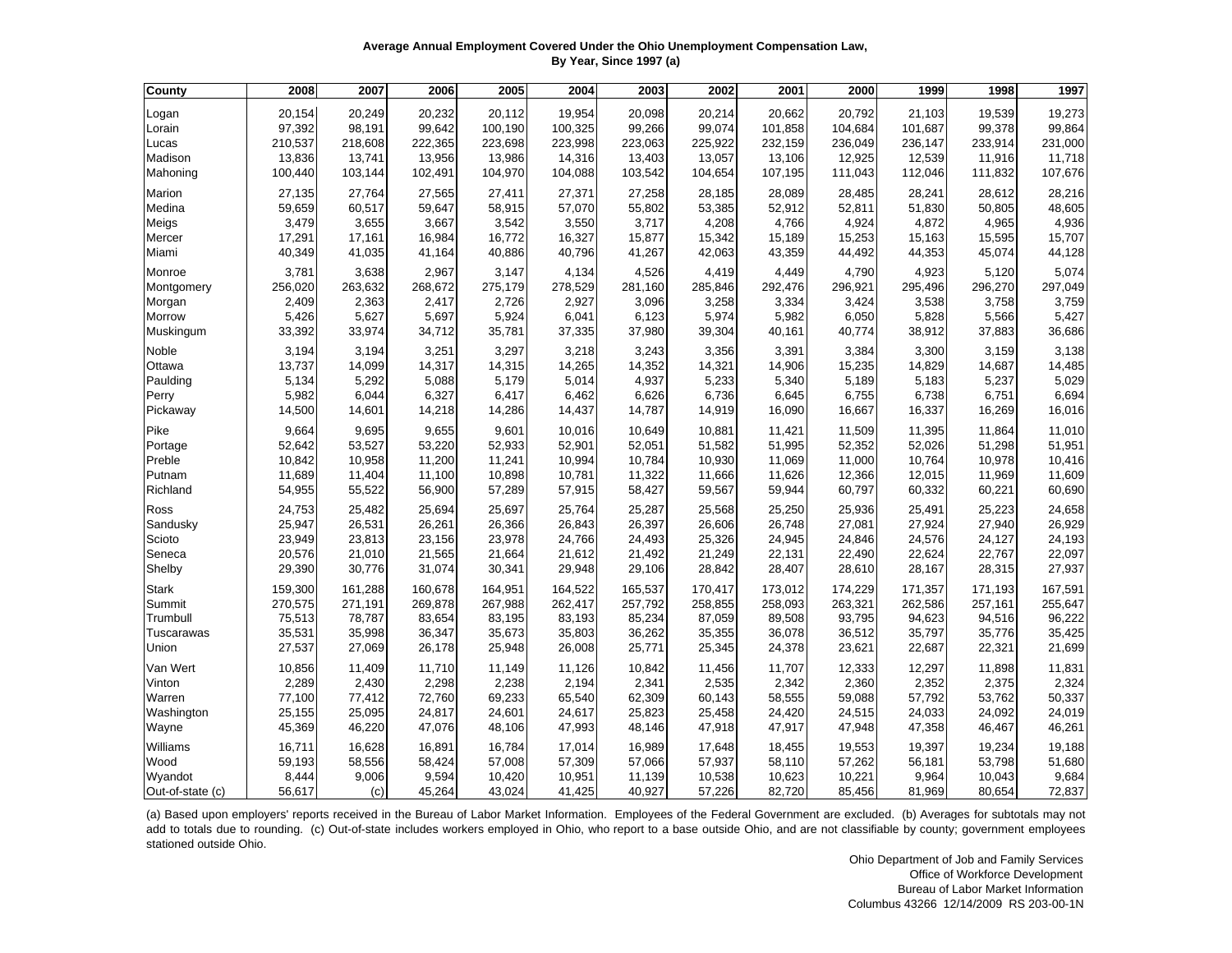**Average Annual Employment Covered Under the Ohio Unemployment Compensation Law,**
**By Year, Since 1997 (a)**

| County | 2008 | 2007 | 2006 | 2005 | 2004 | 2003 | 2002 | 2001 | 2000 | 1999 | 1998 | 1997 |
|---|---|---|---|---|---|---|---|---|---|---|---|---|
| Logan | 20,154 | 20,249 | 20,232 | 20,112 | 19,954 | 20,098 | 20,214 | 20,662 | 20,792 | 21,103 | 19,539 | 19,273 |
| Lorain | 97,392 | 98,191 | 99,642 | 100,190 | 100,325 | 99,266 | 99,074 | 101,858 | 104,684 | 101,687 | 99,378 | 99,864 |
| Lucas | 210,537 | 218,608 | 222,365 | 223,698 | 223,998 | 223,063 | 225,922 | 232,159 | 236,049 | 236,147 | 233,914 | 231,000 |
| Madison | 13,836 | 13,741 | 13,956 | 13,986 | 14,316 | 13,403 | 13,057 | 13,106 | 12,925 | 12,539 | 11,916 | 11,718 |
| Mahoning | 100,440 | 103,144 | 102,491 | 104,970 | 104,088 | 103,542 | 104,654 | 107,195 | 111,043 | 112,046 | 111,832 | 107,676 |
| Marion | 27,135 | 27,764 | 27,565 | 27,411 | 27,371 | 27,258 | 28,185 | 28,089 | 28,485 | 28,241 | 28,612 | 28,216 |
| Medina | 59,659 | 60,517 | 59,647 | 58,915 | 57,070 | 55,802 | 53,385 | 52,912 | 52,811 | 51,830 | 50,805 | 48,605 |
| Meigs | 3,479 | 3,655 | 3,667 | 3,542 | 3,550 | 3,717 | 4,208 | 4,766 | 4,924 | 4,872 | 4,965 | 4,936 |
| Mercer | 17,291 | 17,161 | 16,984 | 16,772 | 16,327 | 15,877 | 15,342 | 15,189 | 15,253 | 15,163 | 15,595 | 15,707 |
| Miami | 40,349 | 41,035 | 41,164 | 40,886 | 40,796 | 41,267 | 42,063 | 43,359 | 44,492 | 44,353 | 45,074 | 44,128 |
| Monroe | 3,781 | 3,638 | 2,967 | 3,147 | 4,134 | 4,526 | 4,419 | 4,449 | 4,790 | 4,923 | 5,120 | 5,074 |
| Montgomery | 256,020 | 263,632 | 268,672 | 275,179 | 278,529 | 281,160 | 285,846 | 292,476 | 296,921 | 295,496 | 296,270 | 297,049 |
| Morgan | 2,409 | 2,363 | 2,417 | 2,726 | 2,927 | 3,096 | 3,258 | 3,334 | 3,424 | 3,538 | 3,758 | 3,759 |
| Morrow | 5,426 | 5,627 | 5,697 | 5,924 | 6,041 | 6,123 | 5,974 | 5,982 | 6,050 | 5,828 | 5,566 | 5,427 |
| Muskingum | 33,392 | 33,974 | 34,712 | 35,781 | 37,335 | 37,980 | 39,304 | 40,161 | 40,774 | 38,912 | 37,883 | 36,686 |
| Noble | 3,194 | 3,194 | 3,251 | 3,297 | 3,218 | 3,243 | 3,356 | 3,391 | 3,384 | 3,300 | 3,159 | 3,138 |
| Ottawa | 13,737 | 14,099 | 14,317 | 14,315 | 14,265 | 14,352 | 14,321 | 14,906 | 15,235 | 14,829 | 14,687 | 14,485 |
| Paulding | 5,134 | 5,292 | 5,088 | 5,179 | 5,014 | 4,937 | 5,233 | 5,340 | 5,189 | 5,183 | 5,237 | 5,029 |
| Perry | 5,982 | 6,044 | 6,327 | 6,417 | 6,462 | 6,626 | 6,736 | 6,645 | 6,755 | 6,738 | 6,751 | 6,694 |
| Pickaway | 14,500 | 14,601 | 14,218 | 14,286 | 14,437 | 14,787 | 14,919 | 16,090 | 16,667 | 16,337 | 16,269 | 16,016 |
| Pike | 9,664 | 9,695 | 9,655 | 9,601 | 10,016 | 10,649 | 10,881 | 11,421 | 11,509 | 11,395 | 11,864 | 11,010 |
| Portage | 52,642 | 53,527 | 53,220 | 52,933 | 52,901 | 52,051 | 51,582 | 51,995 | 52,352 | 52,026 | 51,298 | 51,951 |
| Preble | 10,842 | 10,958 | 11,200 | 11,241 | 10,994 | 10,784 | 10,930 | 11,069 | 11,000 | 10,764 | 10,978 | 10,416 |
| Putnam | 11,689 | 11,404 | 11,100 | 10,898 | 10,781 | 11,322 | 11,666 | 11,626 | 12,366 | 12,015 | 11,969 | 11,609 |
| Richland | 54,955 | 55,522 | 56,900 | 57,289 | 57,915 | 58,427 | 59,567 | 59,944 | 60,797 | 60,332 | 60,221 | 60,690 |
| Ross | 24,753 | 25,482 | 25,694 | 25,697 | 25,764 | 25,287 | 25,568 | 25,250 | 25,936 | 25,491 | 25,223 | 24,658 |
| Sandusky | 25,947 | 26,531 | 26,261 | 26,366 | 26,843 | 26,397 | 26,606 | 26,748 | 27,081 | 27,924 | 27,940 | 26,929 |
| Scioto | 23,949 | 23,813 | 23,156 | 23,978 | 24,766 | 24,493 | 25,326 | 24,945 | 24,846 | 24,576 | 24,127 | 24,193 |
| Seneca | 20,576 | 21,010 | 21,565 | 21,664 | 21,612 | 21,492 | 21,249 | 22,131 | 22,490 | 22,624 | 22,767 | 22,097 |
| Shelby | 29,390 | 30,776 | 31,074 | 30,341 | 29,948 | 29,106 | 28,842 | 28,407 | 28,610 | 28,167 | 28,315 | 27,937 |
| Stark | 159,300 | 161,288 | 160,678 | 164,951 | 164,522 | 165,537 | 170,417 | 173,012 | 174,229 | 171,357 | 171,193 | 167,591 |
| Summit | 270,575 | 271,191 | 269,878 | 267,988 | 262,417 | 257,792 | 258,855 | 258,093 | 263,321 | 262,586 | 257,161 | 255,647 |
| Trumbull | 75,513 | 78,787 | 83,654 | 83,195 | 83,193 | 85,234 | 87,059 | 89,508 | 93,795 | 94,623 | 94,516 | 96,222 |
| Tuscarawas | 35,531 | 35,998 | 36,347 | 35,673 | 35,803 | 36,262 | 35,355 | 36,078 | 36,512 | 35,797 | 35,776 | 35,425 |
| Union | 27,537 | 27,069 | 26,178 | 25,948 | 26,008 | 25,771 | 25,345 | 24,378 | 23,621 | 22,687 | 22,321 | 21,699 |
| Van Wert | 10,856 | 11,409 | 11,710 | 11,149 | 11,126 | 10,842 | 11,456 | 11,707 | 12,333 | 12,297 | 11,898 | 11,831 |
| Vinton | 2,289 | 2,430 | 2,298 | 2,238 | 2,194 | 2,341 | 2,535 | 2,342 | 2,360 | 2,352 | 2,375 | 2,324 |
| Warren | 77,100 | 77,412 | 72,760 | 69,233 | 65,540 | 62,309 | 60,143 | 58,555 | 59,088 | 57,792 | 53,762 | 50,337 |
| Washington | 25,155 | 25,095 | 24,817 | 24,601 | 24,617 | 25,823 | 25,458 | 24,420 | 24,515 | 24,033 | 24,092 | 24,019 |
| Wayne | 45,369 | 46,220 | 47,076 | 48,106 | 47,993 | 48,146 | 47,918 | 47,917 | 47,948 | 47,358 | 46,467 | 46,261 |
| Williams | 16,711 | 16,628 | 16,891 | 16,784 | 17,014 | 16,989 | 17,648 | 18,455 | 19,553 | 19,397 | 19,234 | 19,188 |
| Wood | 59,193 | 58,556 | 58,424 | 57,008 | 57,309 | 57,066 | 57,937 | 58,110 | 57,262 | 56,181 | 53,798 | 51,680 |
| Wyandot | 8,444 | 9,006 | 9,594 | 10,420 | 10,951 | 11,139 | 10,538 | 10,623 | 10,221 | 9,964 | 10,043 | 9,684 |
| Out-of-state (c) | 56,617 | (c) | 45,264 | 43,024 | 41,425 | 40,927 | 57,226 | 82,720 | 85,456 | 81,969 | 80,654 | 72,837 |

(a) Based upon employers' reports received in the Bureau of Labor Market Information. Employees of the Federal Government are excluded. (b) Averages for subtotals may not add to totals due to rounding. (c) Out-of-state includes workers employed in Ohio, who report to a base outside Ohio, and are not classifiable by county; government employees stationed outside Ohio.

Ohio Department of Job and Family Services
Office of Workforce Development
Bureau of Labor Market Information
Columbus 43266 12/14/2009 RS 203-00-1N